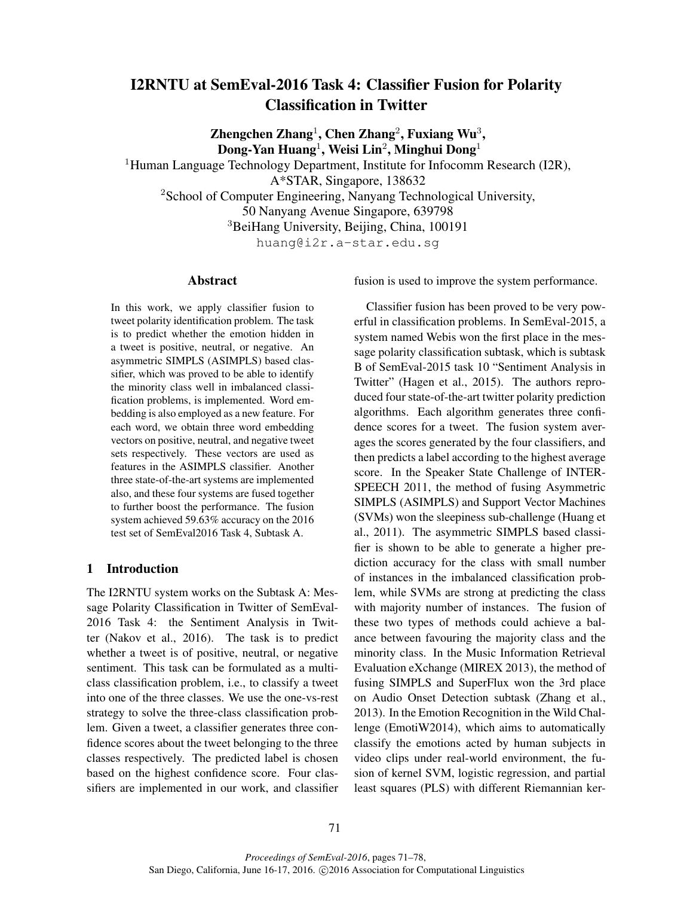# I2RNTU at SemEval-2016 Task 4: Classifier Fusion for Polarity Classification in Twitter

**Zhengchen Zhang**[1], **Chen Zhang**[2], **Fuxiang Wu**[3],
**Dong-Yan Huang**[1], **Weisi Lin**[2], **Minghui Dong**[1]

[1]Human Language Technology Department, Institute for Infocomm Research (I2R),
A*STAR, Singapore, 138632

[2]School of Computer Engineering, Nanyang Technological University,
50 Nanyang Avenue Singapore, 639798

[3]BeiHang University, Beijing, China, 100191

huang@i2r.a-star.edu.sg

## Abstract

In this work, we apply classifier fusion to tweet polarity identification problem. The task is to predict whether the emotion hidden in a tweet is positive, neutral, or negative. An asymmetric SIMPLS (ASIMPLS) based classifier, which was proved to be able to identify the minority class well in imbalanced classification problems, is implemented. Word embedding is also employed as a new feature. For each word, we obtain three word embedding vectors on positive, neutral, and negative tweet sets respectively. These vectors are used as features in the ASIMPLS classifier. Another three state-of-the-art systems are implemented also, and these four systems are fused together to further boost the performance. The fusion system achieved 59.63% accuracy on the 2016 test set of SemEval2016 Task 4, Subtask A.

## 1 Introduction

The I2RNTU system works on the Subtask A: Message Polarity Classification in Twitter of SemEval-2016 Task 4: the Sentiment Analysis in Twitter (Nakov et al., 2016). The task is to predict whether a tweet is of positive, neutral, or negative sentiment. This task can be formulated as a multi-class classification problem, i.e., to classify a tweet into one of the three classes. We use the one-vs-rest strategy to solve the three-class classification problem. Given a tweet, a classifier generates three confidence scores about the tweet belonging to the three classes respectively. The predicted label is chosen based on the highest confidence score. Four classifiers are implemented in our work, and classifier fusion is used to improve the system performance.

Classifier fusion has been proved to be very powerful in classification problems. In SemEval-2015, a system named Webis won the first place in the message polarity classification subtask, which is subtask B of SemEval-2015 task 10 "Sentiment Analysis in Twitter" (Hagen et al., 2015). The authors reproduced four state-of-the-art twitter polarity prediction algorithms. Each algorithm generates three confidence scores for a tweet. The fusion system averages the scores generated by the four classifiers, and then predicts a label according to the highest average score. In the Speaker State Challenge of INTERSPEECH 2011, the method of fusing Asymmetric SIMPLS (ASIMPLS) and Support Vector Machines (SVMs) won the sleepiness sub-challenge (Huang et al., 2011). The asymmetric SIMPLS based classifier is shown to be able to generate a higher prediction accuracy for the class with small number of instances in the imbalanced classification problem, while SVMs are strong at predicting the class with majority number of instances. The fusion of these two types of methods could achieve a balance between favouring the majority class and the minority class. In the Music Information Retrieval Evaluation eXchange (MIREX 2013), the method of fusing SIMPLS and SuperFlux won the 3rd place on Audio Onset Detection subtask (Zhang et al., 2013). In the Emotion Recognition in the Wild Challenge (EmotiW2014), which aims to automatically classify the emotions acted by human subjects in video clips under real-world environment, the fusion of kernel SVM, logistic regression, and partial least squares (PLS) with different Riemannian ker-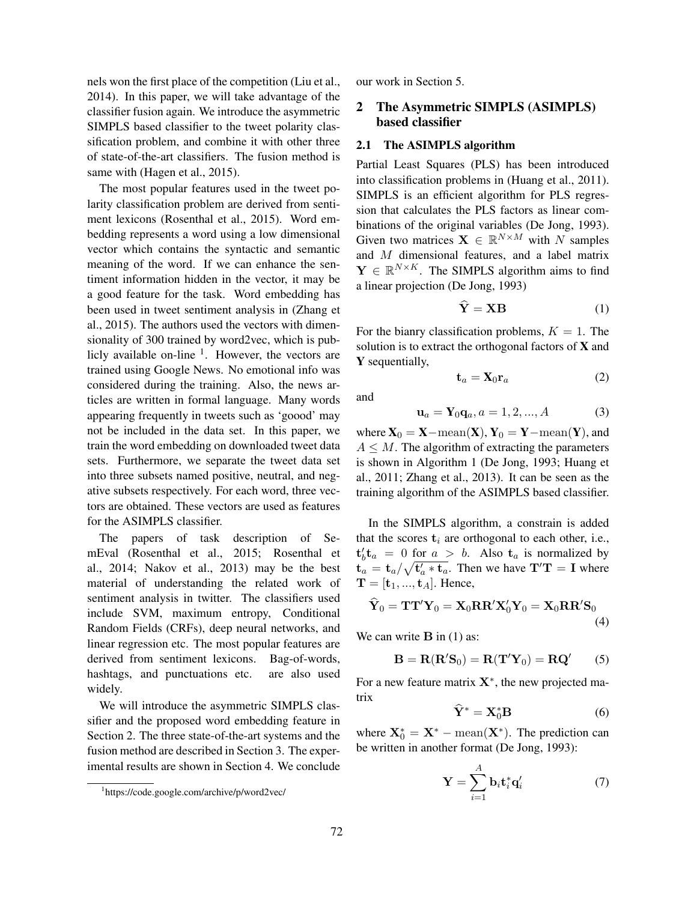nels won the first place of the competition (Liu et al., 2014). In this paper, we will take advantage of the classifier fusion again. We introduce the asymmetric SIMPLS based classifier to the tweet polarity classification problem, and combine it with other three of state-of-the-art classifiers. The fusion method is same with (Hagen et al., 2015).

The most popular features used in the tweet polarity classification problem are derived from sentiment lexicons (Rosenthal et al., 2015). Word embedding represents a word using a low dimensional vector which contains the syntactic and semantic meaning of the word. If we can enhance the sentiment information hidden in the vector, it may be a good feature for the task. Word embedding has been used in tweet sentiment analysis in (Zhang et al., 2015). The authors used the vectors with dimensionality of 300 trained by word2vec, which is publicly available on-line [1]. However, the vectors are trained using Google News. No emotional info was considered during the training. Also, the news articles are written in formal language. Many words appearing frequently in tweets such as 'goood' may not be included in the data set. In this paper, we train the word embedding on downloaded tweet data sets. Furthermore, we separate the tweet data set into three subsets named positive, neutral, and negative subsets respectively. For each word, three vectors are obtained. These vectors are used as features for the ASIMPLS classifier.

The papers of task description of SemEval (Rosenthal et al., 2015; Rosenthal et al., 2014; Nakov et al., 2013) may be the best material of understanding the related work of sentiment analysis in twitter. The classifiers used include SVM, maximum entropy, Conditional Random Fields (CRFs), deep neural networks, and linear regression etc. The most popular features are derived from sentiment lexicons. Bag-of-words, hashtags, and punctuations etc. are also used widely.

We will introduce the asymmetric SIMPLS classifier and the proposed word embedding feature in Section 2. The three state-of-the-art systems and the fusion method are described in Section 3. The experimental results are shown in Section 4. We conclude our work in Section 5.

[1] https://code.google.com/archive/p/word2vec/

## 2 The Asymmetric SIMPLS (ASIMPLS) based classifier

### 2.1 The ASIMPLS algorithm

Partial Least Squares (PLS) has been introduced into classification problems in (Huang et al., 2011). SIMPLS is an efficient algorithm for PLS regression that calculates the PLS factors as linear combinations of the original variables (De Jong, 1993). Given two matrices $\mathbf{X} \in \mathbb{R}^{N \times M}$ with $N$ samples and $M$ dimensional features, and a label matrix $\mathbf{Y} \in \mathbb{R}^{N \times K}$. The SIMPLS algorithm aims to find a linear projection (De Jong, 1993)

$$\widehat{\mathbf{Y}} = \mathbf{XB} \tag{1}$$

For the bianry classification problems, $K = 1$. The solution is to extract the orthogonal factors of $\mathbf{X}$ and $\mathbf{Y}$ sequentially,

$$\mathbf{t}_a = \mathbf{X}_0 \mathbf{r}_a \tag{2}$$

and

$$\mathbf{u}_a = \mathbf{Y}_0 \mathbf{q}_a, a = 1, 2, ..., A \tag{3}$$

where $\mathbf{X}_0 = \mathbf{X} - \mathrm{mean}(\mathbf{X}), \mathbf{Y}_0 = \mathbf{Y} - \mathrm{mean}(\mathbf{Y})$, and $A \leq M$. The algorithm of extracting the parameters is shown in Algorithm 1 (De Jong, 1993; Huang et al., 2011; Zhang et al., 2013). It can be seen as the training algorithm of the ASIMPLS based classifier.

In the SIMPLS algorithm, a constrain is added that the scores $\mathbf{t}_i$ are orthogonal to each other, i.e., $\mathbf{t}_b' \mathbf{t}_a = 0$ for $a > b$. Also $\mathbf{t}_a$ is normalized by $\mathbf{t}_a = \mathbf{t}_a / \sqrt{\mathbf{t}_a' * \mathbf{t}_a}$. Then we have $\mathbf{T}'\mathbf{T} = \mathbf{I}$ where $\mathbf{T} = [\mathbf{t}_1, ..., \mathbf{t}_A]$. Hence,

$$\widehat{\mathbf{Y}}_0 = \mathbf{T}\mathbf{T}'\mathbf{Y}_0 = \mathbf{X}_0 \mathbf{R}\mathbf{R}'\mathbf{X}_0' \mathbf{Y}_0 = \mathbf{X}_0 \mathbf{R}\mathbf{R}'\mathbf{S}_0 \tag{4}$$

We can write $\mathbf{B}$ in (1) as:

$$\mathbf{B} = \mathbf{R}(\mathbf{R}'\mathbf{S}_0) = \mathbf{R}(\mathbf{T}'\mathbf{Y}_0) = \mathbf{R}\mathbf{Q}' \tag{5}$$

For a new feature matrix $\mathbf{X}^*$, the new projected matrix

$$\widehat{\mathbf{Y}}^* = \mathbf{X}_0^* \mathbf{B} \tag{6}$$

where $\mathbf{X}_0^* = \mathbf{X}^* - \mathrm{mean}(\mathbf{X}^*)$. The prediction can be written in another format (De Jong, 1993):

$$\mathbf{Y} = \sum_{i=1}^{A} \mathbf{b}_i \mathbf{t}_i^* \mathbf{q}_i' \tag{7}$$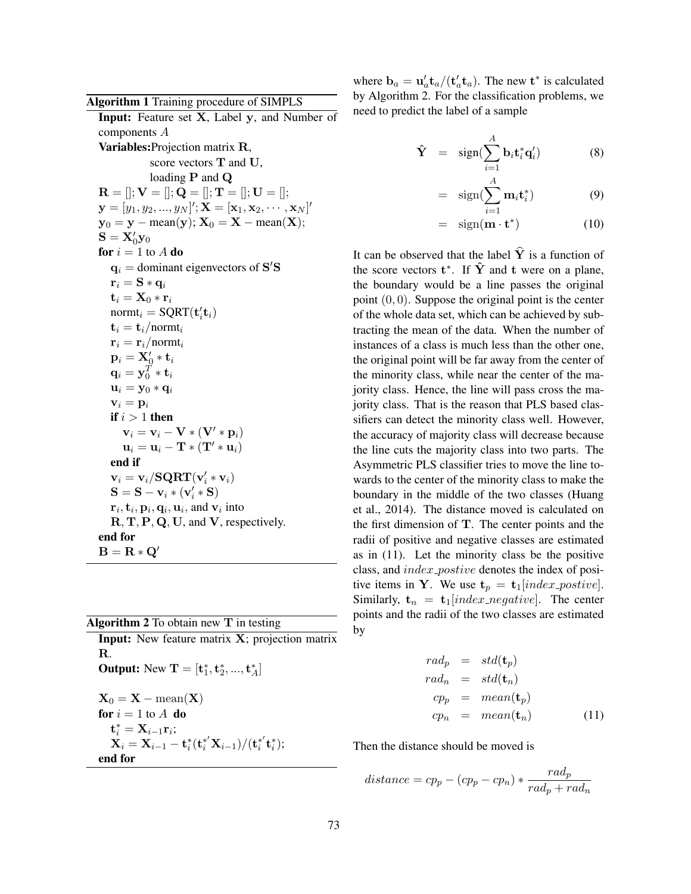**Algorithm 1** Training procedure of SIMPLS

**Input:** Feature set $\mathbf{X}$, Label $\mathbf{y}$, and Number of components $A$

**Variables:** Projection matrix $\mathbf{R}$, score vectors $\mathbf{T}$ and $\mathbf{U}$, loading $\mathbf{P}$ and $\mathbf{Q}$

```
R = []; V = []; Q = []; T = []; U = [];
y = [y_1, y_2, ..., y_N]'; X = [x_1, x_2, ..., x_N]'
y_0 = y − mean(y); X_0 = X − mean(X);
S = X_0' y_0
for i = 1 to A do
    q_i = dominant eigenvectors of S'S
    r_i = S * q_i
    t_i = X_0 * r_i
    normt_i = SQRT(t_i' t_i)
    t_i = t_i / normt_i
    r_i = r_i / normt_i
    p_i = X_0' * t_i
    q_i = y_0^T * t_i
    u_i = y_0 * q_i
    v_i = p_i
    if i > 1 then
        v_i = v_i − V * (V' * p_i)
        u_i = u_i − T * (T' * u_i)
    end if
    v_i = v_i / SQRT(v_i' * v_i)
    S = S − v_i * (v_i' * S)
    r_i, t_i, p_i, q_i, u_i, and v_i into
    R, T, P, Q, U, and V, respectively.
end for
B = R * Q'
```

**Algorithm 2** To obtain new $\mathbf{T}$ in testing

**Input:** New feature matrix $\mathbf{X}$; projection matrix $\mathbf{R}$.

**Output:** New $\mathbf{T} = [\mathbf{t}_1^*, \mathbf{t}_2^*, ..., \mathbf{t}_A^*]$

```
X_0 = X − mean(X)
for i = 1 to A do
    t_i^* = X_{i−1} r_i;
    X_i = X_{i−1} − t_i^* (t_i^{*'} X_{i−1}) / (t_i^{*'} t_i^*);
end for
```

where $\mathbf{b}_a = \mathbf{u}_a'\mathbf{t}_a/(\mathbf{t}_a'\mathbf{t}_a)$. The new $\mathbf{t}^*$ is calculated by Algorithm 2. For the classification problems, we need to predict the label of a sample

$$\hat{\mathbf{Y}} = \text{sign}(\sum_{i=1}^{A} \mathbf{b}_i \mathbf{t}_i^* \mathbf{q}_i') \quad (8)$$

$$= \text{sign}(\sum_{i=1}^{A} \mathbf{m}_i \mathbf{t}_i^*) \quad (9)$$

$$= \text{sign}(\mathbf{m} \cdot \mathbf{t}^*) \quad (10)$$

It can be observed that the label $\widehat{\mathbf{Y}}$ is a function of the score vectors $\mathbf{t}^*$. If $\hat{\mathbf{Y}}$ and $\mathbf{t}$ were on a plane, the boundary would be a line passes the original point $(0, 0)$. Suppose the original point is the center of the whole data set, which can be achieved by subtracting the mean of the data. When the number of instances of a class is much less than the other one, the original point will be far away from the center of the minority class, while near the center of the majority class. Hence, the line will pass cross the majority class. That is the reason that PLS based classifiers can detect the minority class well. However, the accuracy of majority class will decrease because the line cuts the majority class into two parts. The Asymmetric PLS classifier tries to move the line towards to the center of the minority class to make the boundary in the middle of the two classes (Huang et al., 2014). The distance moved is calculated on the first dimension of $\mathbf{T}$. The center points and the radii of positive and negative classes are estimated as in (11). Let the minority class be the positive class, and $index\_postive$ denotes the index of positive items in $\mathbf{Y}$. We use $\mathbf{t}_p = \mathbf{t}_1[index\_postive]$. Similarly, $\mathbf{t}_n = \mathbf{t}_1[index\_negative]$. The center points and the radii of the two classes are estimated by

$$\begin{aligned} rad_p &= std(\mathbf{t}_p) \\ rad_n &= std(\mathbf{t}_n) \\ cp_p &= mean(\mathbf{t}_p) \\ cp_n &= mean(\mathbf{t}_n) \end{aligned} \quad (11)$$

Then the distance should be moved is

$$distance = cp_p - (cp_p - cp_n) * \frac{rad_p}{rad_p + rad_n}$$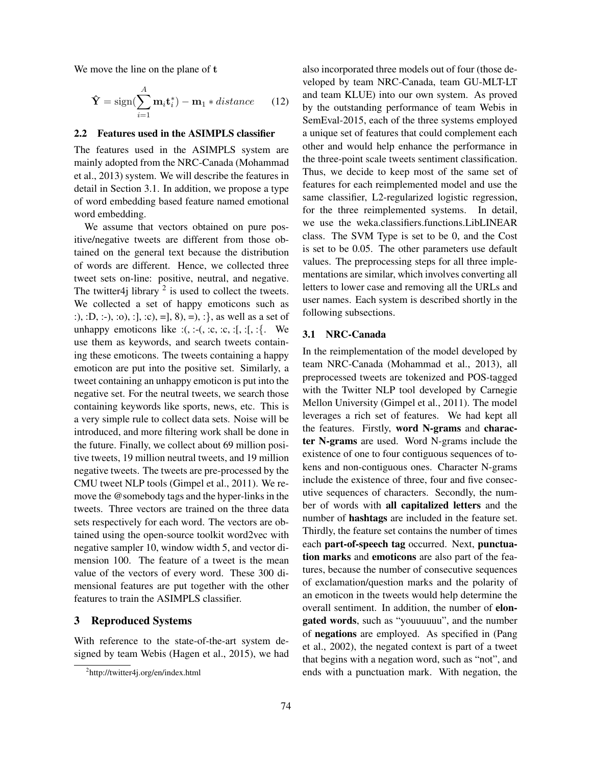We move the line on the plane of $\mathbf{t}$

$$\hat{\mathbf{Y}} = \text{sign}(\sum_{i=1}^{A} \mathbf{m}_i \mathbf{t}_i^*) - \mathbf{m}_1 * distance \qquad (12)$$

### 2.2 Features used in the ASIMPLS classifier

The features used in the ASIMPLS system are mainly adopted from the NRC-Canada (Mohammad et al., 2013) system. We will describe the features in detail in Section 3.1. In addition, we propose a type of word embedding based feature named emotional word embedding.

We assume that vectors obtained on pure positive/negative tweets are different from those obtained on the general text because the distribution of words are different. Hence, we collected three tweet sets on-line: positive, neutral, and negative. The twitter4j library [2] is used to collect the tweets. We collected a set of happy emoticons such as :), :D, :-), :o), :], :c), =], 8), =), :}, as well as a set of unhappy emoticons like :(, :-(, :c, :c, :[, :[, :{. We use them as keywords, and search tweets containing these emoticons. The tweets containing a happy emoticon are put into the positive set. Similarly, a tweet containing an unhappy emoticon is put into the negative set. For the neutral tweets, we search those containing keywords like sports, news, etc. This is a very simple rule to collect data sets. Noise will be introduced, and more filtering work shall be done in the future. Finally, we collect about 69 million positive tweets, 19 million neutral tweets, and 19 million negative tweets. The tweets are pre-processed by the CMU tweet NLP tools (Gimpel et al., 2011). We remove the @somebody tags and the hyper-links in the tweets. Three vectors are trained on the three data sets respectively for each word. The vectors are obtained using the open-source toolkit word2vec with negative sampler 10, window width 5, and vector dimension 100. The feature of a tweet is the mean value of the vectors of every word. These 300 dimensional features are put together with the other features to train the ASIMPLS classifier.

## 3 Reproduced Systems

With reference to the state-of-the-art system designed by team Webis (Hagen et al., 2015), we had also incorporated three models out of four (those developed by team NRC-Canada, team GU-MLT-LT and team KLUE) into our own system. As proved by the outstanding performance of team Webis in SemEval-2015, each of the three systems employed a unique set of features that could complement each other and would help enhance the performance in the three-point scale tweets sentiment classification. Thus, we decide to keep most of the same set of features for each reimplemented model and use the same classifier, L2-regularized logistic regression, for the three reimplemented systems. In detail, we use the weka.classifiers.functions.LibLINEAR class. The SVM Type is set to be 0, and the Cost is set to be 0.05. The other parameters use default values. The preprocessing steps for all three implementations are similar, which involves converting all letters to lower case and removing all the URLs and user names. Each system is described shortly in the following subsections.

### 3.1 NRC-Canada

In the reimplementation of the model developed by team NRC-Canada (Mohammad et al., 2013), all preprocessed tweets are tokenized and POS-tagged with the Twitter NLP tool developed by Carnegie Mellon University (Gimpel et al., 2011). The model leverages a rich set of features. We had kept all the features. Firstly, **word N-grams** and **character N-grams** are used. Word N-grams include the existence of one to four contiguous sequences of tokens and non-contiguous ones. Character N-grams include the existence of three, four and five consecutive sequences of characters. Secondly, the number of words with **all capitalized letters** and the number of **hashtags** are included in the feature set. Thirdly, the feature set contains the number of times each **part-of-speech tag** occurred. Next, **punctuation marks** and **emoticons** are also part of the features, because the number of consecutive sequences of exclamation/question marks and the polarity of an emoticon in the tweets would help determine the overall sentiment. In addition, the number of **elongated words**, such as "youuuuuu", and the number of **negations** are employed. As specified in (Pang et al., 2002), the negated context is part of a tweet that begins with a negation word, such as "not", and ends with a punctuation mark. With negation, the

[2] http://twitter4j.org/en/index.html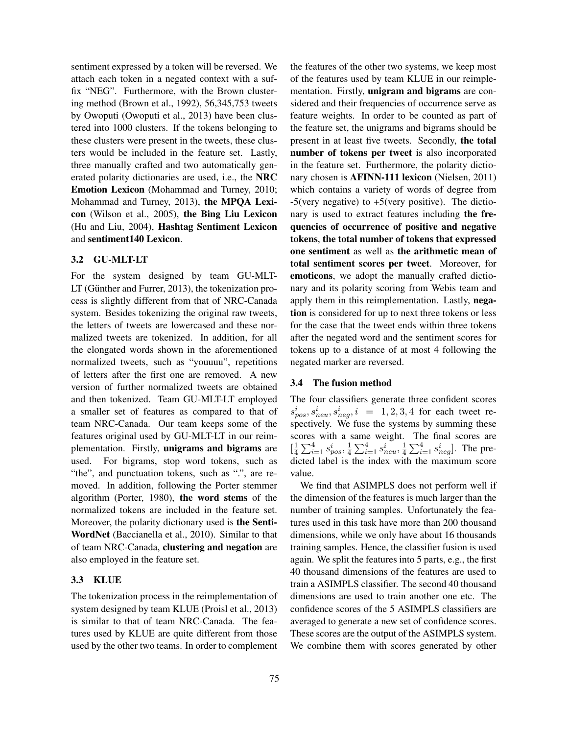sentiment expressed by a token will be reversed. We attach each token in a negated context with a suffix "NEG". Furthermore, with the Brown clustering method (Brown et al., 1992), 56,345,753 tweets by Owoputi (Owoputi et al., 2013) have been clustered into 1000 clusters. If the tokens belonging to these clusters were present in the tweets, these clusters would be included in the feature set. Lastly, three manually crafted and two automatically generated polarity dictionaries are used, i.e., the **NRC Emotion Lexicon** (Mohammad and Turney, 2010; Mohammad and Turney, 2013), **the MPQA Lexicon** (Wilson et al., 2005), **the Bing Liu Lexicon** (Hu and Liu, 2004), **Hashtag Sentiment Lexicon** and **sentiment140 Lexicon**.

### 3.2 GU-MLT-LT

For the system designed by team GU-MLT-LT (Günther and Furrer, 2013), the tokenization process is slightly different from that of NRC-Canada system. Besides tokenizing the original raw tweets, the letters of tweets are lowercased and these normalized tweets are tokenized. In addition, for all the elongated words shown in the aforementioned normalized tweets, such as "youuuu", repetitions of letters after the first one are removed. A new version of further normalized tweets are obtained and then tokenized. Team GU-MLT-LT employed a smaller set of features as compared to that of team NRC-Canada. Our team keeps some of the features original used by GU-MLT-LT in our reimplementation. Firstly, **unigrams and bigrams** are used. For bigrams, stop word tokens, such as "the", and punctuation tokens, such as ".", are removed. In addition, following the Porter stemmer algorithm (Porter, 1980), **the word stems** of the normalized tokens are included in the feature set. Moreover, the polarity dictionary used is **the SentiWordNet** (Baccianella et al., 2010). Similar to that of team NRC-Canada, **clustering and negation** are also employed in the feature set.

### 3.3 KLUE

The tokenization process in the reimplementation of system designed by team KLUE (Proisl et al., 2013) is similar to that of team NRC-Canada. The features used by KLUE are quite different from those used by the other two teams. In order to complement the features of the other two systems, we keep most of the features used by team KLUE in our reimplementation. Firstly, **unigram and bigrams** are considered and their frequencies of occurrence serve as feature weights. In order to be counted as part of the feature set, the unigrams and bigrams should be present in at least five tweets. Secondly, **the total number of tokens per tweet** is also incorporated in the feature set. Furthermore, the polarity dictionary chosen is **AFINN-111 lexicon** (Nielsen, 2011) which contains a variety of words of degree from -5(very negative) to +5(very positive). The dictionary is used to extract features including **the frequencies of occurrence of positive and negative tokens**, **the total number of tokens that expressed one sentiment** as well as **the arithmetic mean of total sentiment scores per tweet**. Moreover, for **emoticons**, we adopt the manually crafted dictionary and its polarity scoring from Webis team and apply them in this reimplementation. Lastly, **negation** is considered for up to next three tokens or less for the case that the tweet ends within three tokens after the negated word and the sentiment scores for tokens up to a distance of at most 4 following the negated marker are reversed.

### 3.4 The fusion method

The four classifiers generate three confident scores $s^i_{pos}, s^i_{neu}, s^i_{neg}, i = 1, 2, 3, 4$ for each tweet respectively. We fuse the systems by summing these scores with a same weight. The final scores are $[\frac{1}{4}\sum_{i=1}^{4} s^i_{pos}, \frac{1}{4}\sum_{i=1}^{4} s^i_{neu}, \frac{1}{4}\sum_{i=1}^{4} s^i_{neg}]$. The predicted label is the index with the maximum score value.

We find that ASIMPLS does not perform well if the dimension of the features is much larger than the number of training samples. Unfortunately the features used in this task have more than 200 thousand dimensions, while we only have about 16 thousands training samples. Hence, the classifier fusion is used again. We split the features into 5 parts, e.g., the first 40 thousand dimensions of the features are used to train a ASIMPLS classifier. The second 40 thousand dimensions are used to train another one etc. The confidence scores of the 5 ASIMPLS classifiers are averaged to generate a new set of confidence scores. These scores are the output of the ASIMPLS system. We combine them with scores generated by other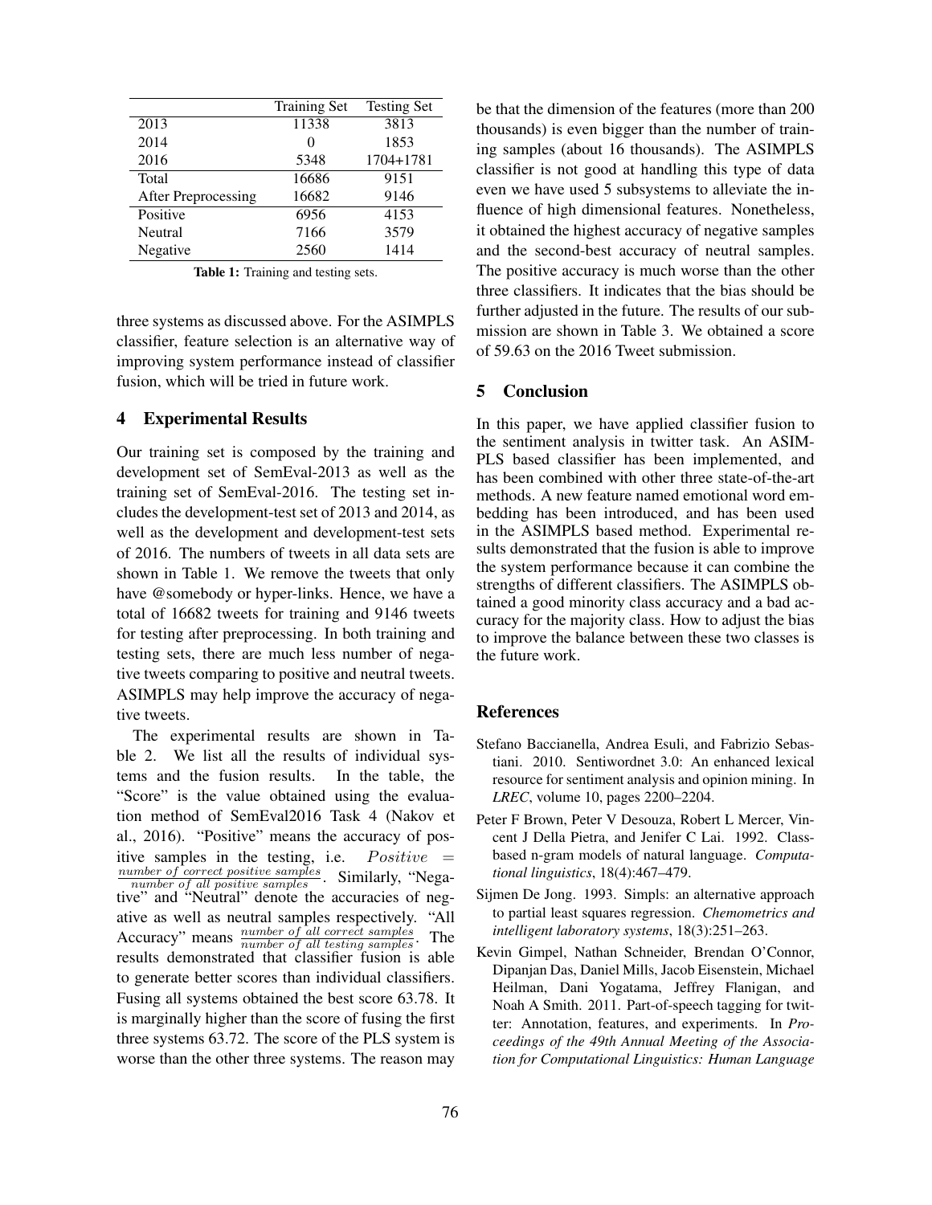|  | Training Set | Testing Set |
|---|---|---|
| 2013 | 11338 | 3813 |
| 2014 | 0 | 1853 |
| 2016 | 5348 | 1704+1781 |
| Total | 16686 | 9151 |
| After Preprocessing | 16682 | 9146 |
| Positive | 6956 | 4153 |
| Neutral | 7166 | 3579 |
| Negative | 2560 | 1414 |

**Table 1:** Training and testing sets.

three systems as discussed above. For the ASIMPLS classifier, feature selection is an alternative way of improving system performance instead of classifier fusion, which will be tried in future work.

## 4 Experimental Results

Our training set is composed by the training and development set of SemEval-2013 as well as the training set of SemEval-2016. The testing set includes the development-test set of 2013 and 2014, as well as the development and development-test sets of 2016. The numbers of tweets in all data sets are shown in Table 1. We remove the tweets that only have @somebody or hyper-links. Hence, we have a total of 16682 tweets for training and 9146 tweets for testing after preprocessing. In both training and testing sets, there are much less number of negative tweets comparing to positive and neutral tweets. ASIMPLS may help improve the accuracy of negative tweets.

The experimental results are shown in Table 2. We list all the results of individual systems and the fusion results. In the table, the "Score" is the value obtained using the evaluation method of SemEval2016 Task 4 (Nakov et al., 2016). "Positive" means the accuracy of positive samples in the testing, i.e. $Positive = \frac{number\ of\ correct\ positive\ samples}{number\ of\ all\ positive\ samples}$. Similarly, "Negative" and "Neutral" denote the accuracies of negative as well as neutral samples respectively. "All Accuracy" means $\frac{number\ of\ all\ correct\ samples}{number\ of\ all\ testing\ samples}$. The results demonstrated that classifier fusion is able to generate better scores than individual classifiers. Fusing all systems obtained the best score 63.78. It is marginally higher than the score of fusing the first three systems 63.72. The score of the PLS system is worse than the other three systems. The reason may be that the dimension of the features (more than 200 thousands) is even bigger than the number of training samples (about 16 thousands). The ASIMPLS classifier is not good at handling this type of data even we have used 5 subsystems to alleviate the influence of high dimensional features. Nonetheless, it obtained the highest accuracy of negative samples and the second-best accuracy of neutral samples. The positive accuracy is much worse than the other three classifiers. It indicates that the bias should be further adjusted in the future. The results of our submission are shown in Table 3. We obtained a score of 59.63 on the 2016 Tweet submission.

## 5 Conclusion

In this paper, we have applied classifier fusion to the sentiment analysis in twitter task. An ASIMPLS based classifier has been implemented, and has been combined with other three state-of-the-art methods. A new feature named emotional word embedding has been introduced, and has been used in the ASIMPLS based method. Experimental results demonstrated that the fusion is able to improve the system performance because it can combine the strengths of different classifiers. The ASIMPLS obtained a good minority class accuracy and a bad accuracy for the majority class. How to adjust the bias to improve the balance between these two classes is the future work.

## References

Stefano Baccianella, Andrea Esuli, and Fabrizio Sebastiani. 2010. Sentiwordnet 3.0: An enhanced lexical resource for sentiment analysis and opinion mining. In *LREC*, volume 10, pages 2200–2204.

Peter F Brown, Peter V Desouza, Robert L Mercer, Vincent J Della Pietra, and Jenifer C Lai. 1992. Class-based n-gram models of natural language. *Computational linguistics*, 18(4):467–479.

Sijmen De Jong. 1993. Simpls: an alternative approach to partial least squares regression. *Chemometrics and intelligent laboratory systems*, 18(3):251–263.

Kevin Gimpel, Nathan Schneider, Brendan O'Connor, Dipanjan Das, Daniel Mills, Jacob Eisenstein, Michael Heilman, Dani Yogatama, Jeffrey Flanigan, and Noah A Smith. 2011. Part-of-speech tagging for twitter: Annotation, features, and experiments. In *Proceedings of the 49th Annual Meeting of the Association for Computational Linguistics: Human Language*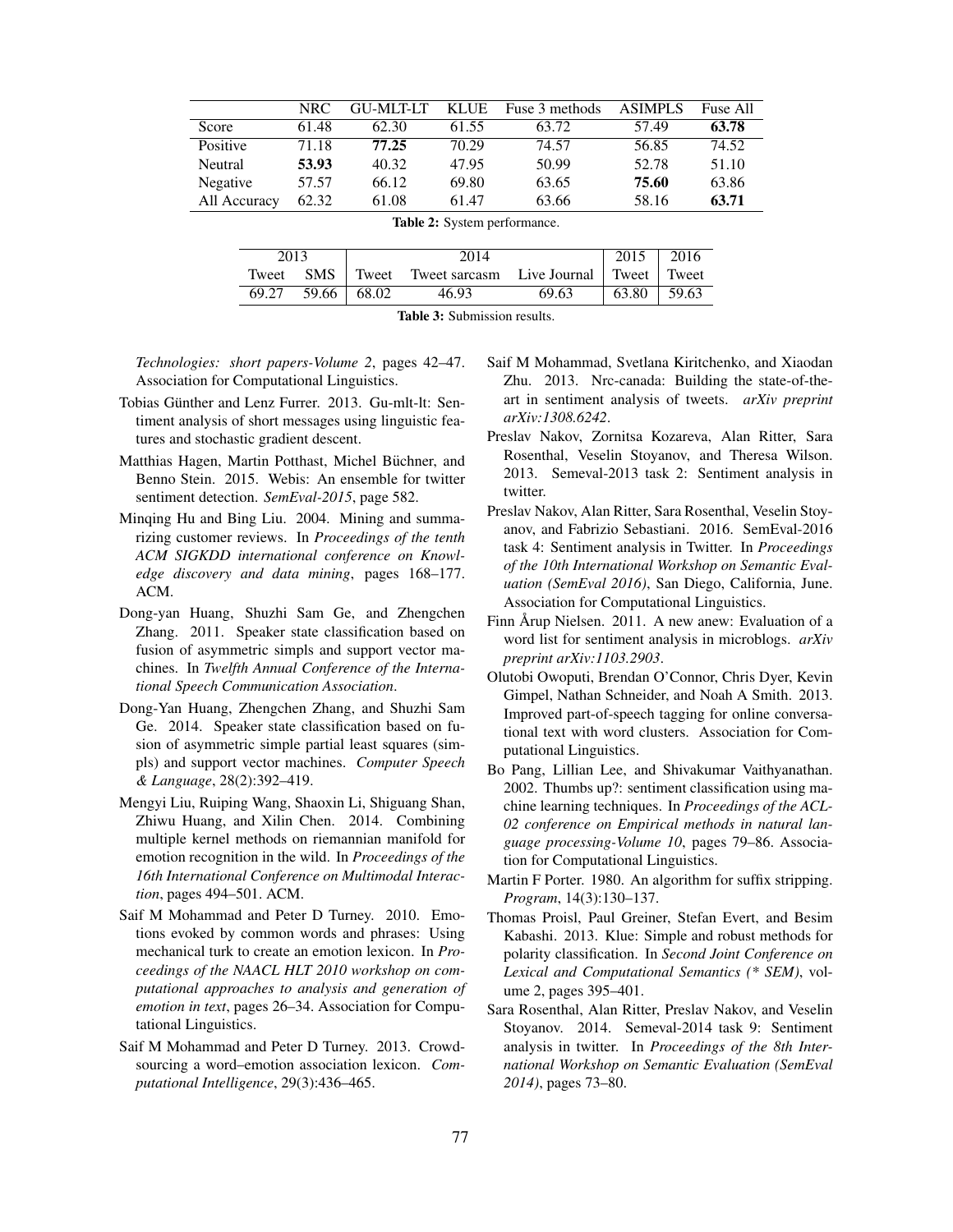|  | NRC | GU-MLT-LT | KLUE | Fuse 3 methods | ASIMPLS | Fuse All |
|---|---|---|---|---|---|---|
| Score | 61.48 | 62.30 | 61.55 | 63.72 | 57.49 | **63.78** |
| Positive | 71.18 | **77.25** | 70.29 | 74.57 | 56.85 | 74.52 |
| Neutral | **53.93** | 40.32 | 47.95 | 50.99 | 52.78 | 51.10 |
| Negative | 57.57 | 66.12 | 69.80 | 63.65 | **75.60** | 63.86 |
| All Accuracy | 62.32 | 61.08 | 61.47 | 63.66 | 58.16 | **63.71** |

**Table 2:** System performance.

| 2013 | | 2014 | | | 2015 | 2016 |
|---|---|---|---|---|---|---|
| Tweet | SMS | Tweet | Tweet sarcasm | Live Journal | Tweet | Tweet |
| 69.27 | 59.66 | 68.02 | 46.93 | 69.63 | 63.80 | 59.63 |

**Table 3:** Submission results.

*Technologies: short papers-Volume 2*, pages 42–47. Association for Computational Linguistics.

Tobias Günther and Lenz Furrer. 2013. Gu-mlt-lt: Sentiment analysis of short messages using linguistic features and stochastic gradient descent.

Matthias Hagen, Martin Potthast, Michel Büchner, and Benno Stein. 2015. Webis: An ensemble for twitter sentiment detection. *SemEval-2015*, page 582.

Minqing Hu and Bing Liu. 2004. Mining and summarizing customer reviews. In *Proceedings of the tenth ACM SIGKDD international conference on Knowledge discovery and data mining*, pages 168–177. ACM.

Dong-yan Huang, Shuzhi Sam Ge, and Zhengchen Zhang. 2011. Speaker state classification based on fusion of asymmetric simpls and support vector machines. In *Twelfth Annual Conference of the International Speech Communication Association*.

Dong-Yan Huang, Zhengchen Zhang, and Shuzhi Sam Ge. 2014. Speaker state classification based on fusion of asymmetric simple partial least squares (simpls) and support vector machines. *Computer Speech & Language*, 28(2):392–419.

Mengyi Liu, Ruiping Wang, Shaoxin Li, Shiguang Shan, Zhiwu Huang, and Xilin Chen. 2014. Combining multiple kernel methods on riemannian manifold for emotion recognition in the wild. In *Proceedings of the 16th International Conference on Multimodal Interaction*, pages 494–501. ACM.

Saif M Mohammad and Peter D Turney. 2010. Emotions evoked by common words and phrases: Using mechanical turk to create an emotion lexicon. In *Proceedings of the NAACL HLT 2010 workshop on computational approaches to analysis and generation of emotion in text*, pages 26–34. Association for Computational Linguistics.

Saif M Mohammad and Peter D Turney. 2013. Crowdsourcing a word–emotion association lexicon. *Computational Intelligence*, 29(3):436–465.

Saif M Mohammad, Svetlana Kiritchenko, and Xiaodan Zhu. 2013. Nrc-canada: Building the state-of-the-art in sentiment analysis of tweets. *arXiv preprint arXiv:1308.6242*.

Preslav Nakov, Zornitsa Kozareva, Alan Ritter, Sara Rosenthal, Veselin Stoyanov, and Theresa Wilson. 2013. Semeval-2013 task 2: Sentiment analysis in twitter.

Preslav Nakov, Alan Ritter, Sara Rosenthal, Veselin Stoyanov, and Fabrizio Sebastiani. 2016. SemEval-2016 task 4: Sentiment analysis in Twitter. In *Proceedings of the 10th International Workshop on Semantic Evaluation (SemEval 2016)*, San Diego, California, June. Association for Computational Linguistics.

Finn Årup Nielsen. 2011. A new anew: Evaluation of a word list for sentiment analysis in microblogs. *arXiv preprint arXiv:1103.2903*.

Olutobi Owoputi, Brendan O'Connor, Chris Dyer, Kevin Gimpel, Nathan Schneider, and Noah A Smith. 2013. Improved part-of-speech tagging for online conversational text with word clusters. Association for Computational Linguistics.

Bo Pang, Lillian Lee, and Shivakumar Vaithyanathan. 2002. Thumbs up?: sentiment classification using machine learning techniques. In *Proceedings of the ACL-02 conference on Empirical methods in natural language processing-Volume 10*, pages 79–86. Association for Computational Linguistics.

Martin F Porter. 1980. An algorithm for suffix stripping. *Program*, 14(3):130–137.

Thomas Proisl, Paul Greiner, Stefan Evert, and Besim Kabashi. 2013. Klue: Simple and robust methods for polarity classification. In *Second Joint Conference on Lexical and Computational Semantics (* SEM)*, volume 2, pages 395–401.

Sara Rosenthal, Alan Ritter, Preslav Nakov, and Veselin Stoyanov. 2014. Semeval-2014 task 9: Sentiment analysis in twitter. In *Proceedings of the 8th International Workshop on Semantic Evaluation (SemEval 2014)*, pages 73–80.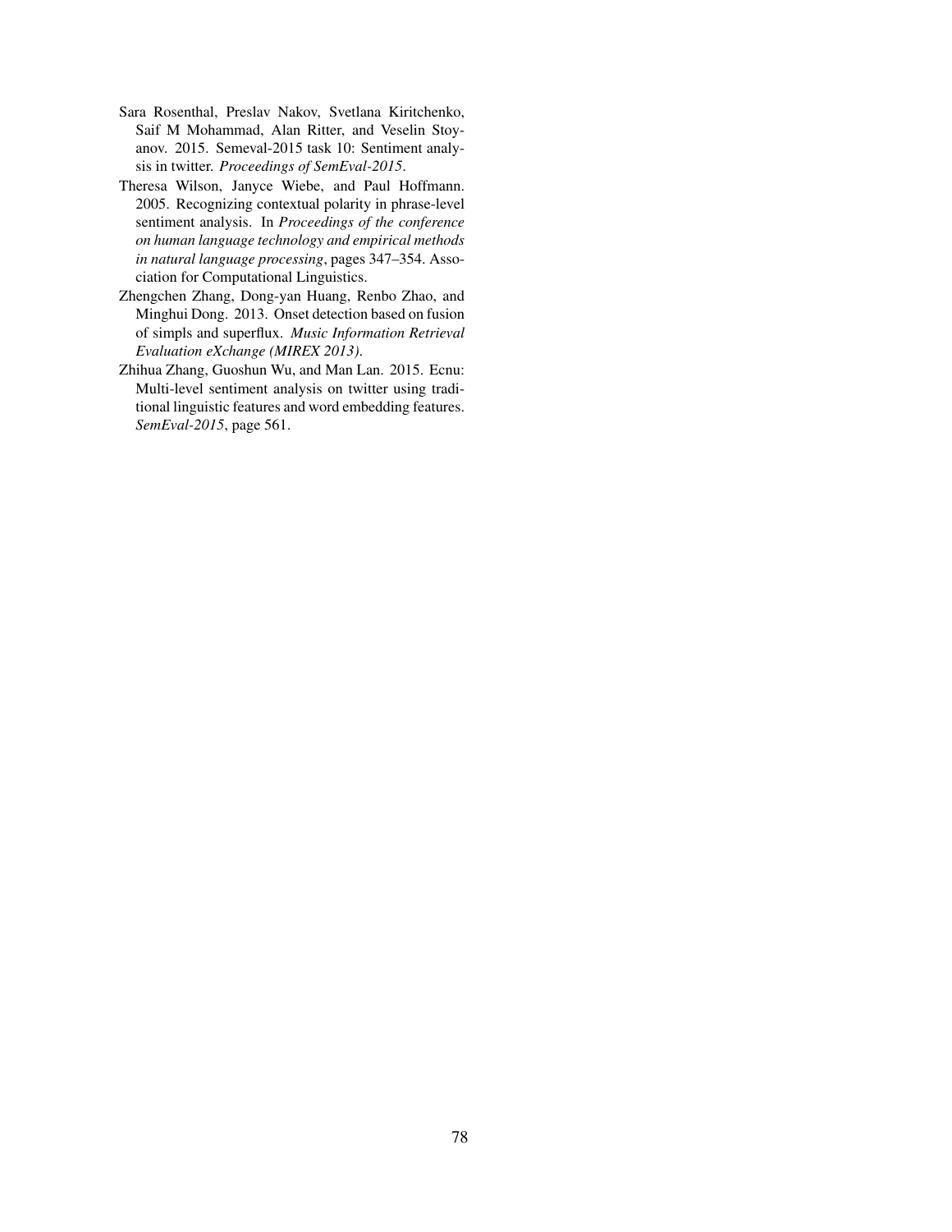Sara Rosenthal, Preslav Nakov, Svetlana Kiritchenko, Saif M Mohammad, Alan Ritter, and Veselin Stoyanov. 2015. Semeval-2015 task 10: Sentiment analysis in twitter. *Proceedings of SemEval-2015*.

Theresa Wilson, Janyce Wiebe, and Paul Hoffmann. 2005. Recognizing contextual polarity in phrase-level sentiment analysis. In *Proceedings of the conference on human language technology and empirical methods in natural language processing*, pages 347–354. Association for Computational Linguistics.

Zhengchen Zhang, Dong-yan Huang, Renbo Zhao, and Minghui Dong. 2013. Onset detection based on fusion of simpls and superflux. *Music Information Retrieval Evaluation eXchange (MIREX 2013)*.

Zhihua Zhang, Guoshun Wu, and Man Lan. 2015. Ecnu: Multi-level sentiment analysis on twitter using traditional linguistic features and word embedding features. *SemEval-2015*, page 561.